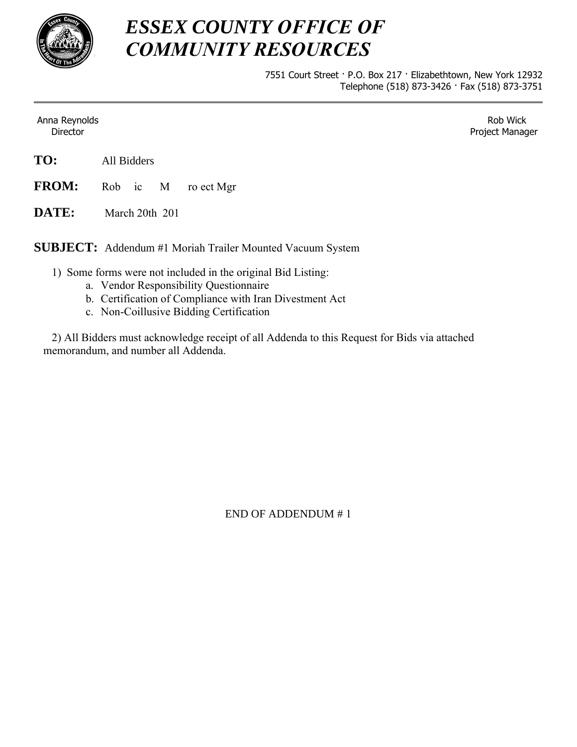# ESSEX COUNTY OFFICE OF COMMUNITY RESOURCES

7551 Court Street · P.O. Box 217 · Elizabethtown, New York 12932
Telephone (518) 873-3426 · Fax (518) 873-3751

Anna Reynolds
Director

Rob Wick
Project Manager

**TO:** All Bidders

**FROM:** Rob ic M ro ect Mgr

**DATE:** March 20th 201

**SUBJECT:** Addendum #1 Moriah Trailer Mounted Vacuum System

1) Some forms were not included in the original Bid Listing:
   a. Vendor Responsibility Questionnaire
   b. Certification of Compliance with Iran Divestment Act
   c. Non-Coillusive Bidding Certification

2) All Bidders must acknowledge receipt of all Addenda to this Request for Bids via attached memorandum, and number all Addenda.

END OF ADDENDUM # 1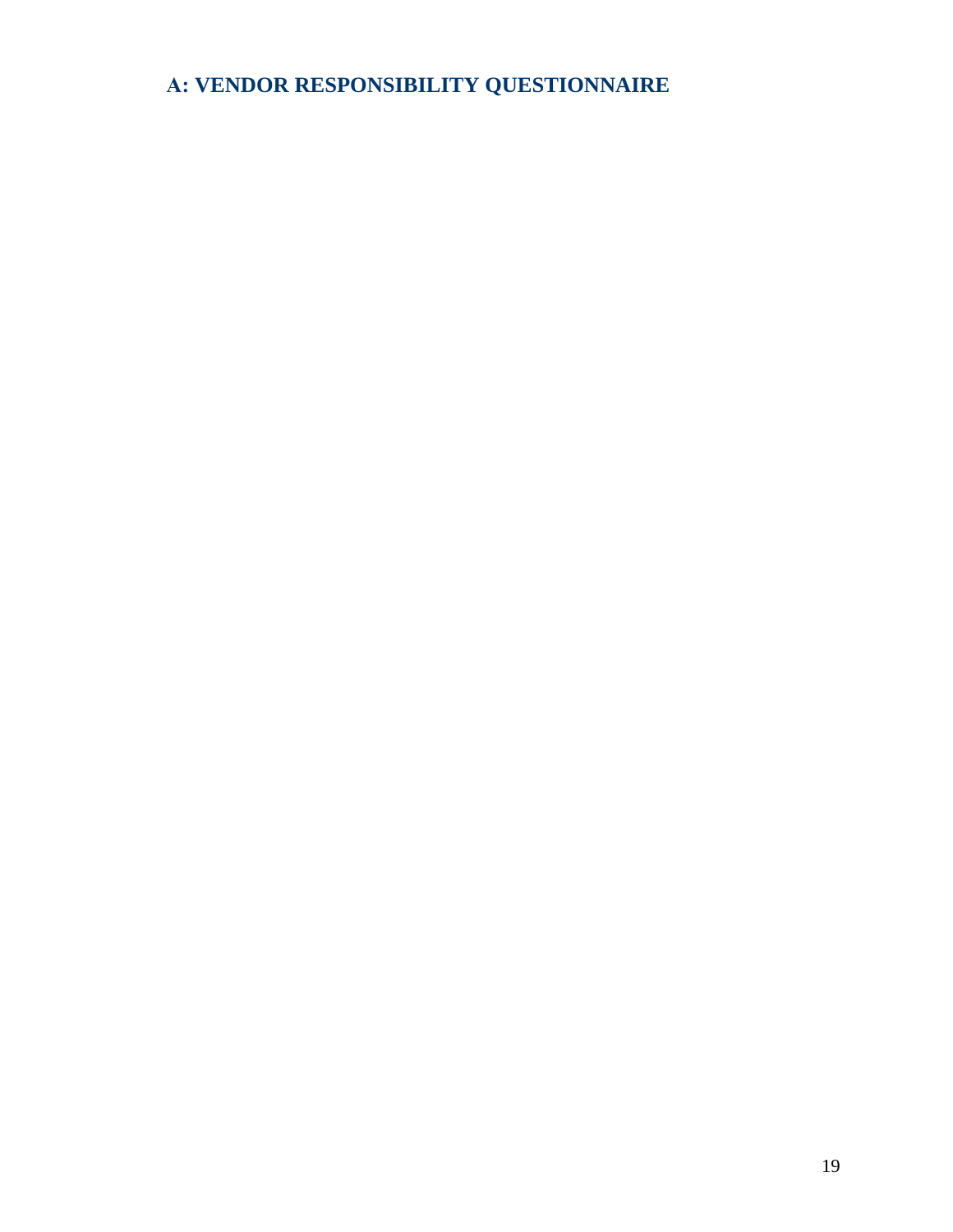## A: VENDOR RESPONSIBILITY QUESTIONNAIRE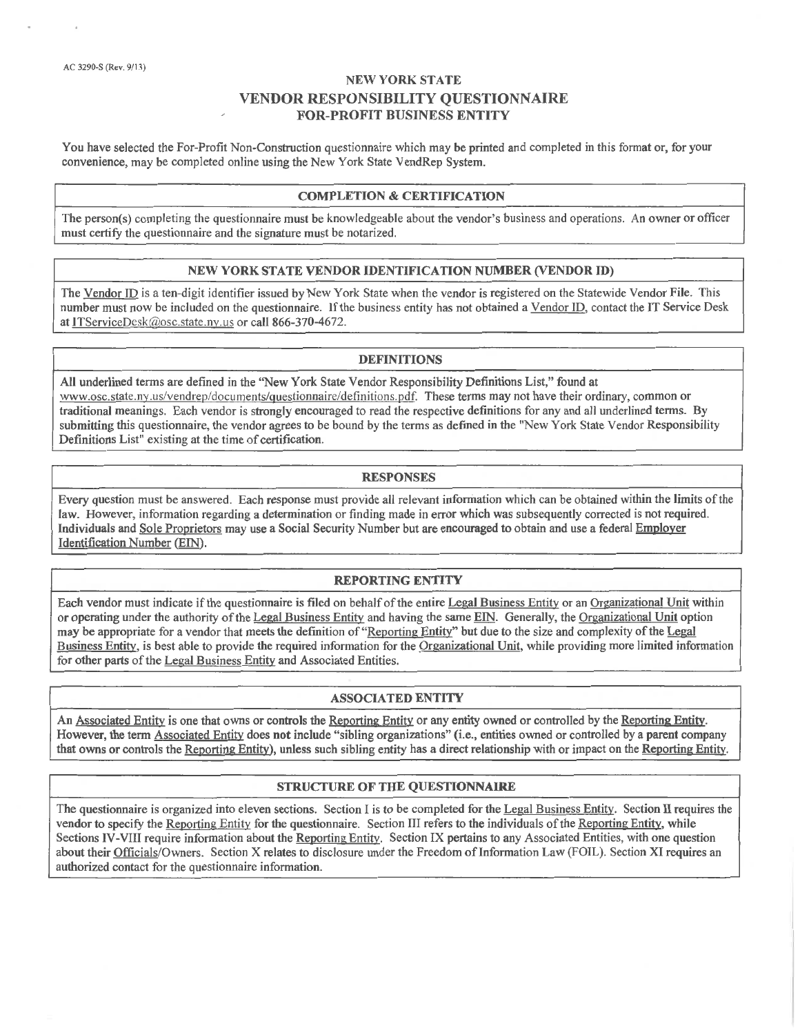AC 3290-S (Rev. 9/13)

# NEW YORK STATE
# VENDOR RESPONSIBILITY QUESTIONNAIRE
## FOR-PROFIT BUSINESS ENTITY

You have selected the For-Profit Non-Construction questionnaire which may be printed and completed in this format or, for your convenience, may be completed online using the New York State VendRep System.

### COMPLETION & CERTIFICATION

The person(s) completing the questionnaire must be knowledgeable about the vendor's business and operations. An owner or officer must certify the questionnaire and the signature must be notarized.

### NEW YORK STATE VENDOR IDENTIFICATION NUMBER (VENDOR ID)

The Vendor ID is a ten-digit identifier issued by New York State when the vendor is registered on the Statewide Vendor File. This number must now be included on the questionnaire. If the business entity has not obtained a Vendor ID, contact the IT Service Desk at ITServiceDesk@osc.state.ny.us or call 866-370-4672.

### DEFINITIONS

All underlined terms are defined in the "New York State Vendor Responsibility Definitions List," found at www.osc.state.ny.us/vendrep/documents/questionnaire/definitions.pdf. These terms may not have their ordinary, common or traditional meanings. Each vendor is strongly encouraged to read the respective definitions for any and all underlined terms. By submitting this questionnaire, the vendor agrees to be bound by the terms as defined in the "New York State Vendor Responsibility Definitions List" existing at the time of certification.

### RESPONSES

Every question must be answered. Each response must provide all relevant information which can be obtained within the limits of the law. However, information regarding a determination or finding made in error which was subsequently corrected is not required. Individuals and Sole Proprietors may use a Social Security Number but are encouraged to obtain and use a federal Employer Identification Number (EIN).

### REPORTING ENTITY

Each vendor must indicate if the questionnaire is filed on behalf of the entire Legal Business Entity or an Organizational Unit within or operating under the authority of the Legal Business Entity and having the same EIN. Generally, the Organizational Unit option may be appropriate for a vendor that meets the definition of "Reporting Entity" but due to the size and complexity of the Legal Business Entity, is best able to provide the required information for the Organizational Unit, while providing more limited information for other parts of the Legal Business Entity and Associated Entities.

### ASSOCIATED ENTITY

An Associated Entity is one that owns or controls the Reporting Entity or any entity owned or controlled by the Reporting Entity. However, the term Associated Entity does not include "sibling organizations" (i.e., entities owned or controlled by a parent company that owns or controls the Reporting Entity), unless such sibling entity has a direct relationship with or impact on the Reporting Entity.

### STRUCTURE OF THE QUESTIONNAIRE

The questionnaire is organized into eleven sections. Section I is to be completed for the Legal Business Entity. Section II requires the vendor to specify the Reporting Entity for the questionnaire. Section III refers to the individuals of the Reporting Entity, while Sections IV-VIII require information about the Reporting Entity. Section IX pertains to any Associated Entities, with one question about their Officials/Owners. Section X relates to disclosure under the Freedom of Information Law (FOIL). Section XI requires an authorized contact for the questionnaire information.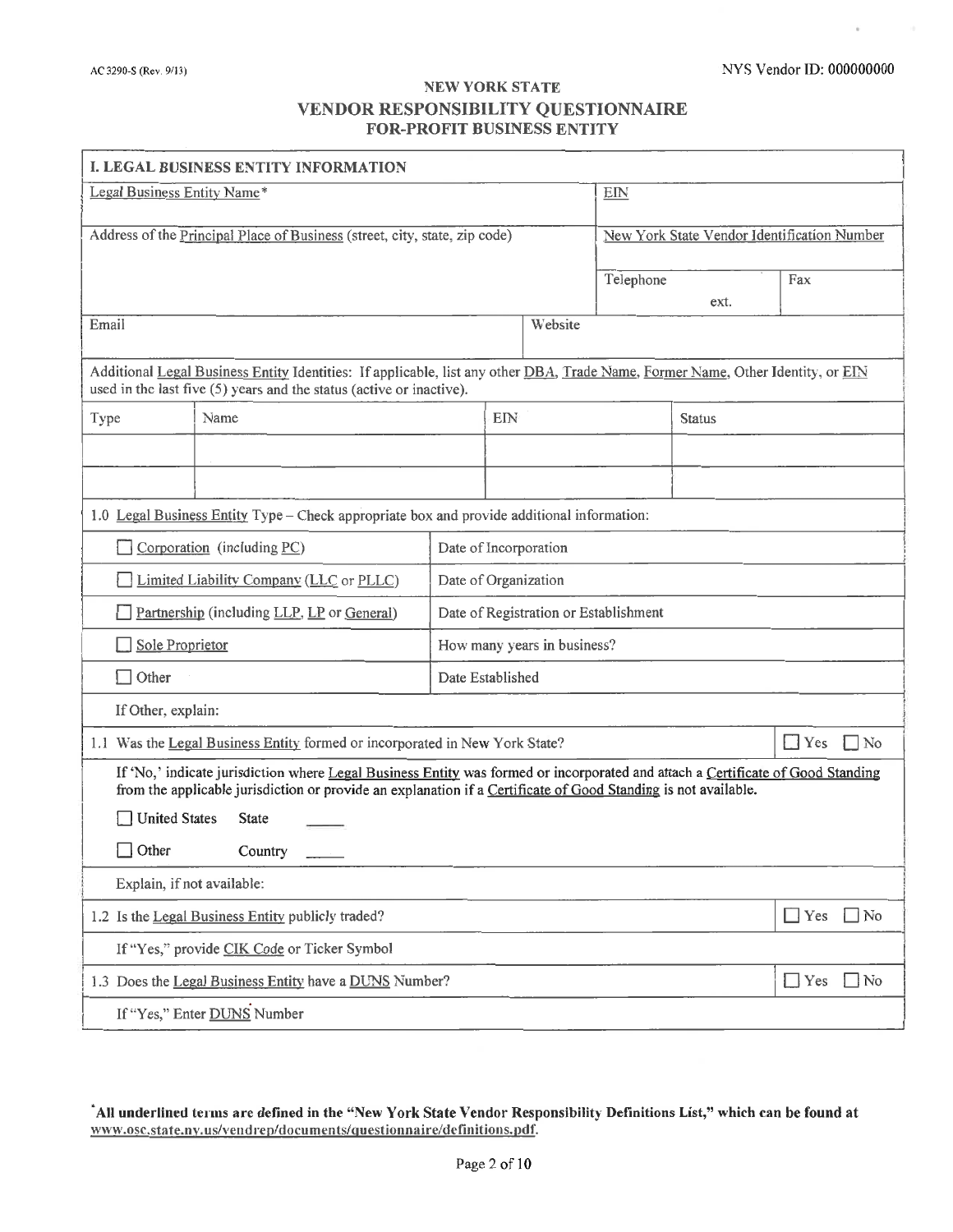AC 3290-S (Rev. 9/13)

NYS Vendor ID: 000000000

# NEW YORK STATE
## VENDOR RESPONSIBILITY QUESTIONNAIRE
### FOR-PROFIT BUSINESS ENTITY

| I. LEGAL BUSINESS ENTITY INFORMATION | | | |
|---|---|---|---|
| Legal Business Entity Name* | | EIN | |
| Address of the Principal Place of Business (street, city, state, zip code) | | New York State Vendor Identification Number | |
| | | Telephone ext. | Fax |
| Email | Website | | |

Additional Legal Business Entity Identities: If applicable, list any other DBA, Trade Name, Former Name, Other Identity, or EIN used in the last five (5) years and the status (active or inactive).

| Type | Name | EIN | Status |
|---|---|---|---|
| | | | |
| | | | |

1.0 Legal Business Entity Type – Check appropriate box and provide additional information:

| | |
|---|---|
| ☐ Corporation (including PC) | Date of Incorporation |
| ☐ Limited Liability Company (LLC or PLLC) | Date of Organization |
| ☐ Partnership (including LLP, LP or General) | Date of Registration or Establishment |
| ☐ Sole Proprietor | How many years in business? |
| ☐ Other | Date Established |

If Other, explain:

1.1 Was the Legal Business Entity formed or incorporated in New York State? ☐ Yes ☐ No

If 'No,' indicate jurisdiction where Legal Business Entity was formed or incorporated and attach a Certificate of Good Standing from the applicable jurisdiction or provide an explanation if a Certificate of Good Standing is not available.

☐ United States State _____

☐ Other Country _____

Explain, if not available:

1.2 Is the Legal Business Entity publicly traded? ☐ Yes ☐ No

If "Yes," provide CIK Code or Ticker Symbol

1.3 Does the Legal Business Entity have a DUNS Number? ☐ Yes ☐ No

If "Yes," Enter DUNS Number

*All underlined terms are defined in the "New York State Vendor Responsibility Definitions List," which can be found at www.osc.state.ny.us/vendrep/documents/questionnaire/definitions.pdf.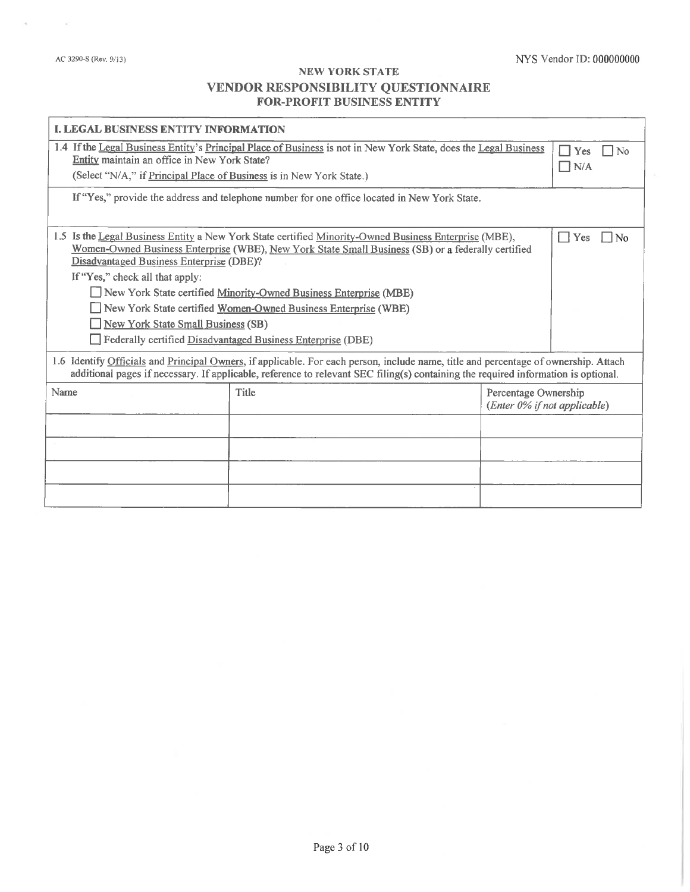AC 3290-S (Rev. 9/13)

NYS Vendor ID: 000000000

## NEW YORK STATE
## VENDOR RESPONSIBILITY QUESTIONNAIRE
### FOR-PROFIT BUSINESS ENTITY

**I. LEGAL BUSINESS ENTITY INFORMATION**

1.4 If the Legal Business Entity's Principal Place of Business is not in New York State, does the Legal Business Entity maintain an office in New York State?
(Select "N/A," if Principal Place of Business is in New York State.)

☐ Yes ☐ No ☐ N/A

If "Yes," provide the address and telephone number for one office located in New York State.

1.5 Is the Legal Business Entity a New York State certified Minority-Owned Business Enterprise (MBE), Women-Owned Business Enterprise (WBE), New York State Small Business (SB) or a federally certified Disadvantaged Business Enterprise (DBE)?

☐ Yes ☐ No

If "Yes," check all that apply:

☐ New York State certified Minority-Owned Business Enterprise (MBE)
☐ New York State certified Women-Owned Business Enterprise (WBE)
☐ New York State Small Business (SB)
☐ Federally certified Disadvantaged Business Enterprise (DBE)

1.6 Identify Officials and Principal Owners, if applicable. For each person, include name, title and percentage of ownership. Attach additional pages if necessary. If applicable, reference to relevant SEC filing(s) containing the required information is optional.

| Name | Title | Percentage Ownership (*Enter 0% if not applicable*) |
|---|---|---|
| | | |
| | | |
| | | |
| | | |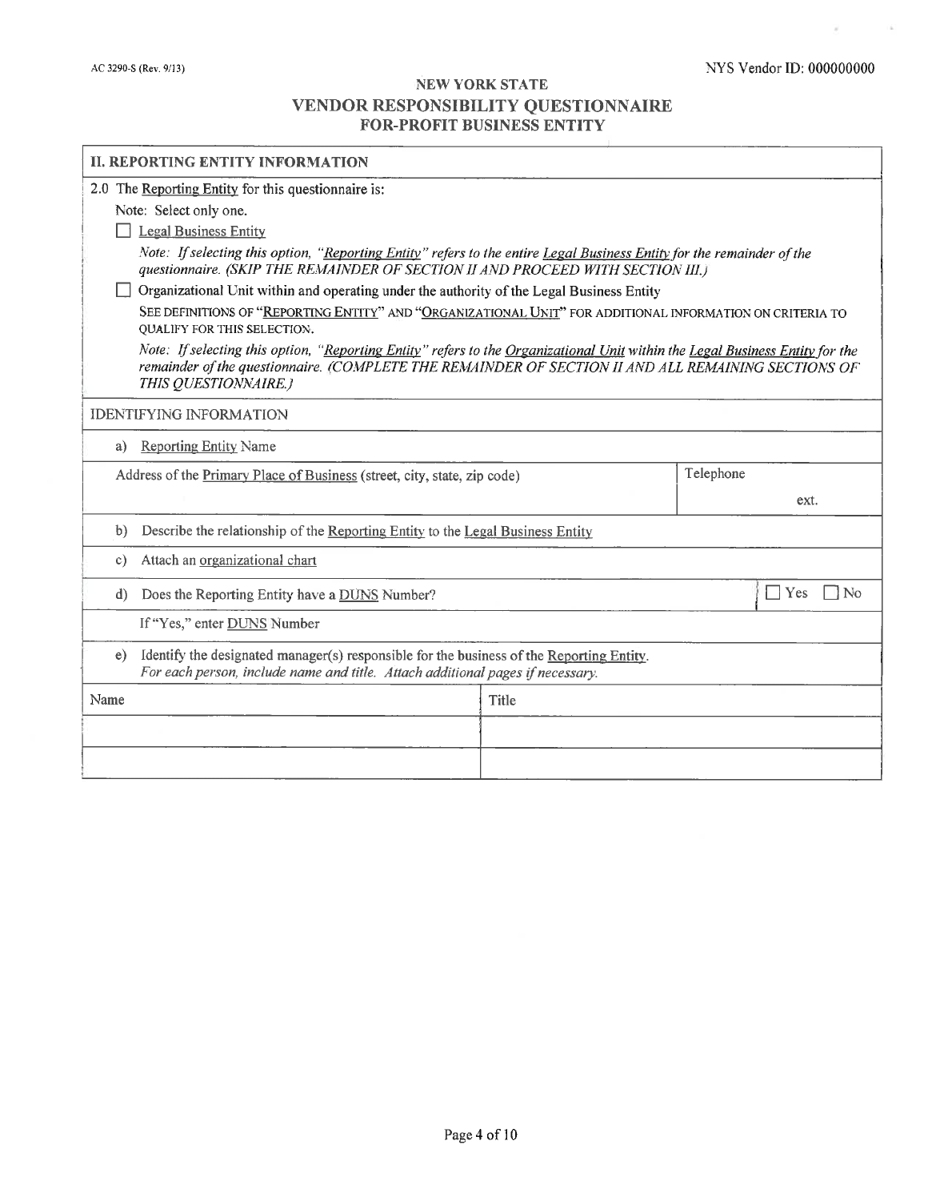AC 3290-S (Rev. 9/13)

NYS Vendor ID: 000000000

# NEW YORK STATE VENDOR RESPONSIBILITY QUESTIONNAIRE FOR-PROFIT BUSINESS ENTITY

## II. REPORTING ENTITY INFORMATION

2.0 The Reporting Entity for this questionnaire is:

Note: Select only one.

☐ Legal Business Entity

*Note: If selecting this option, "Reporting Entity" refers to the entire Legal Business Entity for the remainder of the questionnaire. (SKIP THE REMAINDER OF SECTION II AND PROCEED WITH SECTION III.)*

☐ Organizational Unit within and operating under the authority of the Legal Business Entity

SEE DEFINITIONS OF "REPORTING ENTITY" AND "ORGANIZATIONAL UNIT" FOR ADDITIONAL INFORMATION ON CRITERIA TO QUALIFY FOR THIS SELECTION.

*Note: If selecting this option, "Reporting Entity" refers to the Organizational Unit within the Legal Business Entity for the remainder of the questionnaire. (COMPLETE THE REMAINDER OF SECTION II AND ALL REMAINING SECTIONS OF THIS QUESTIONNAIRE.)*

### IDENTIFYING INFORMATION

a) Reporting Entity Name

| Address of the Primary Place of Business (street, city, state, zip code) | Telephone |
|---|---|
| | ext. |

b) Describe the relationship of the Reporting Entity to the Legal Business Entity

c) Attach an organizational chart

d) Does the Reporting Entity have a DUNS Number? ☐ Yes ☐ No

If "Yes," enter DUNS Number

e) Identify the designated manager(s) responsible for the business of the Reporting Entity.
*For each person, include name and title. Attach additional pages if necessary.*

| Name | Title |
|---|---|
| | |
| | |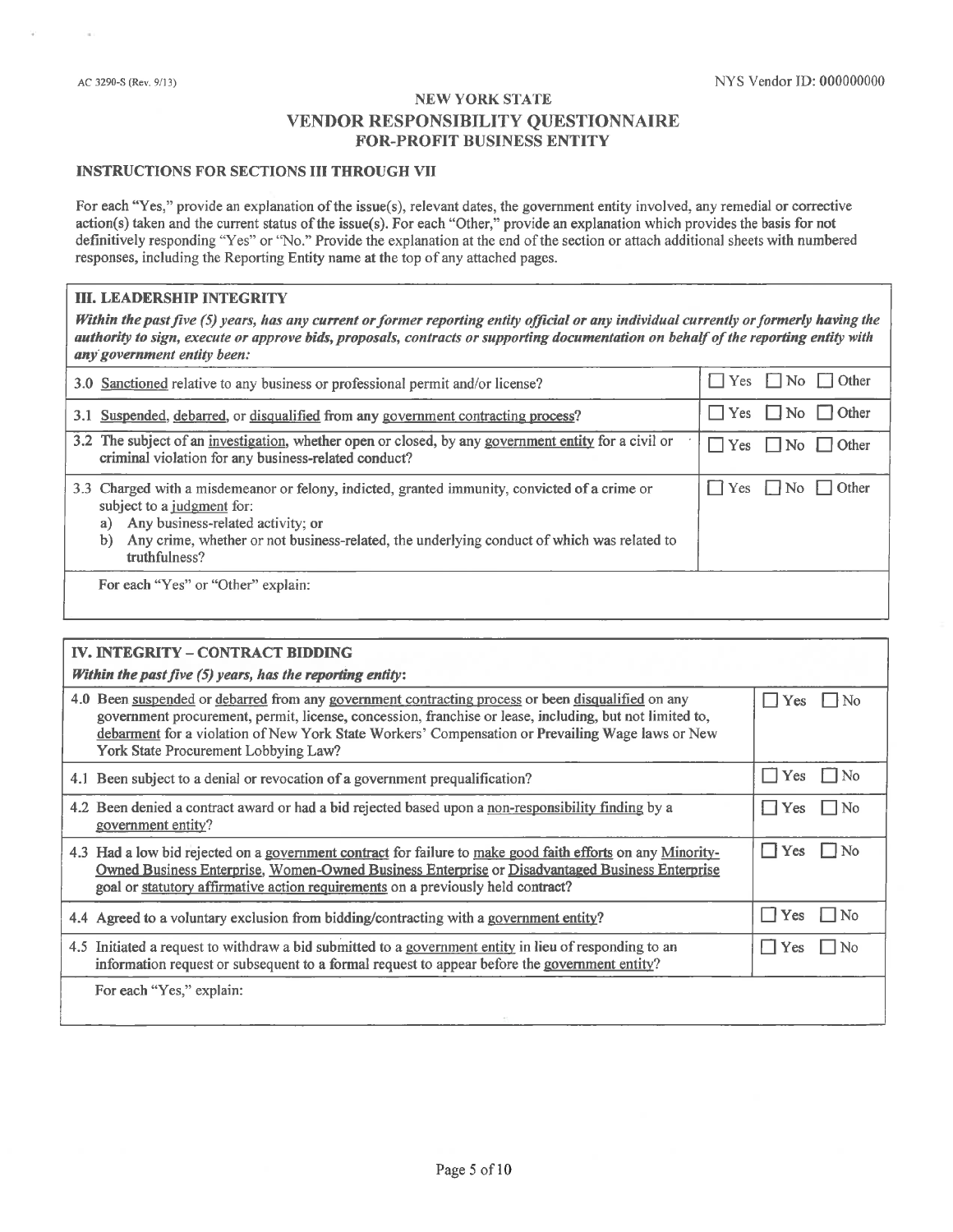AC 3290-S (Rev. 9/13) NYS Vendor ID: 000000000

# NEW YORK STATE
# VENDOR RESPONSIBILITY QUESTIONNAIRE
## FOR-PROFIT BUSINESS ENTITY

### INSTRUCTIONS FOR SECTIONS III THROUGH VII

For each "Yes," provide an explanation of the issue(s), relevant dates, the government entity involved, any remedial or corrective action(s) taken and the current status of the issue(s). For each "Other," provide an explanation which provides the basis for not definitively responding "Yes" or "No." Provide the explanation at the end of the section or attach additional sheets with numbered responses, including the Reporting Entity name at the top of any attached pages.

### III. LEADERSHIP INTEGRITY

***Within the past five (5) years, has any current or former reporting entity official or any individual currently or formerly having the authority to sign, execute or approve bids, proposals, contracts or supporting documentation on behalf of the reporting entity with any government entity been:***

| Question | Response |
|---|---|
| 3.0 Sanctioned relative to any business or professional permit and/or license? | ☐ Yes ☐ No ☐ Other |
| 3.1 Suspended, debarred, or disqualified from any government contracting process? | ☐ Yes ☐ No ☐ Other |
| 3.2 The subject of an investigation, whether open or closed, by any government entity for a civil or criminal violation for any business-related conduct? | ☐ Yes ☐ No ☐ Other |
| 3.3 Charged with a misdemeanor or felony, indicted, granted immunity, convicted of a crime or subject to a judgment for: a) Any business-related activity; or b) Any crime, whether or not business-related, the underlying conduct of which was related to truthfulness? | ☐ Yes ☐ No ☐ Other |

For each "Yes" or "Other" explain:

### IV. INTEGRITY – CONTRACT BIDDING

***Within the past five (5) years, has the reporting entity:***

| Question | Response |
|---|---|
| 4.0 Been suspended or debarred from any government contracting process or been disqualified on any government procurement, permit, license, concession, franchise or lease, including, but not limited to, debarment for a violation of New York State Workers' Compensation or Prevailing Wage laws or New York State Procurement Lobbying Law? | ☐ Yes ☐ No |
| 4.1 Been subject to a denial or revocation of a government prequalification? | ☐ Yes ☐ No |
| 4.2 Been denied a contract award or had a bid rejected based upon a non-responsibility finding by a government entity? | ☐ Yes ☐ No |
| 4.3 Had a low bid rejected on a government contract for failure to make good faith efforts on any Minority-Owned Business Enterprise, Women-Owned Business Enterprise or Disadvantaged Business Enterprise goal or statutory affirmative action requirements on a previously held contract? | ☐ Yes ☐ No |
| 4.4 Agreed to a voluntary exclusion from bidding/contracting with a government entity? | ☐ Yes ☐ No |
| 4.5 Initiated a request to withdraw a bid submitted to a government entity in lieu of responding to an information request or subsequent to a formal request to appear before the government entity? | ☐ Yes ☐ No |

For each "Yes," explain: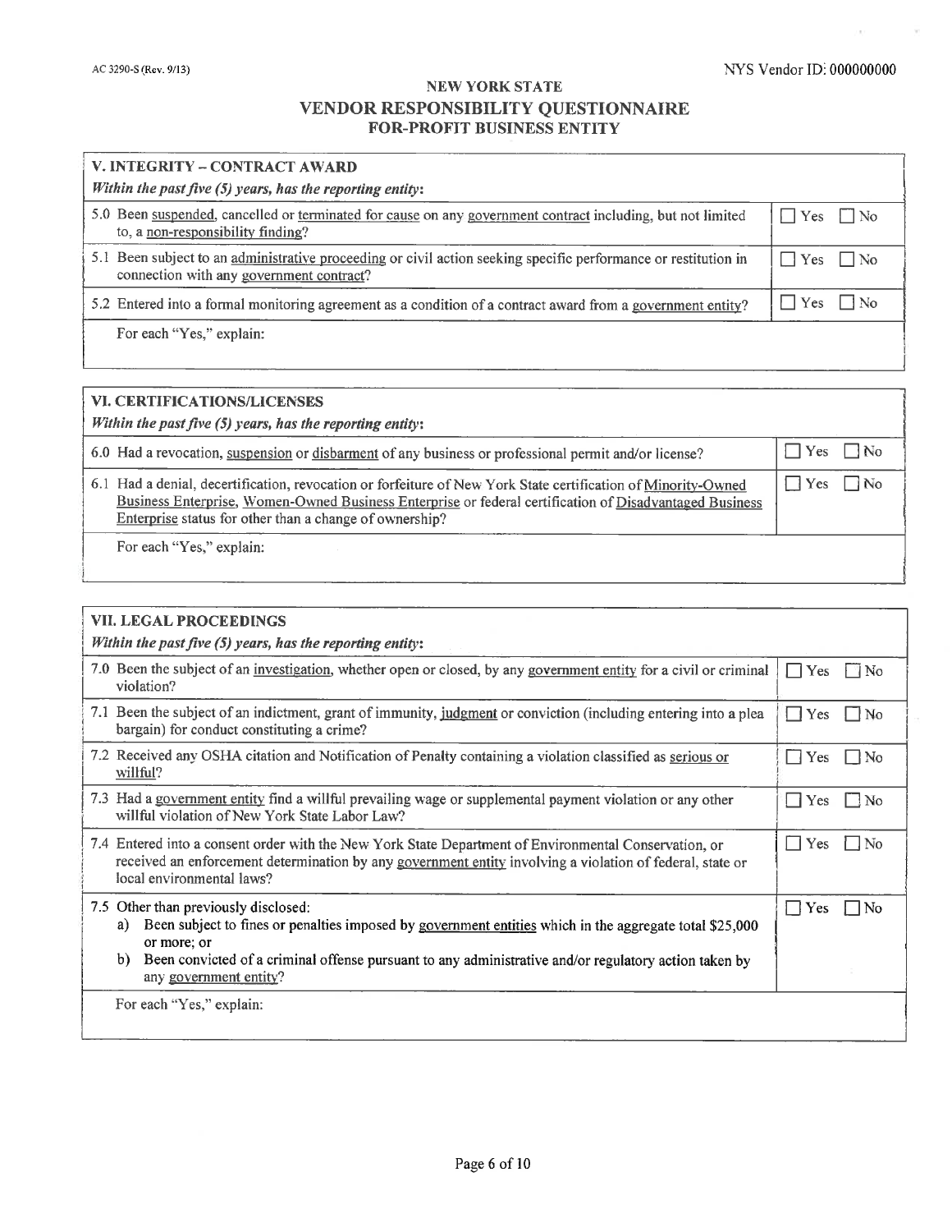AC 3290-S (Rev. 9/13)

NYS Vendor ID: 000000000

## NEW YORK STATE
## VENDOR RESPONSIBILITY QUESTIONNAIRE
## FOR-PROFIT BUSINESS ENTITY

| V. INTEGRITY – CONTRACT AWARD *Within the past five (5) years, has the reporting entity*: | |
|---|---|
| 5.0 Been suspended, cancelled or terminated for cause on any government contract including, but not limited to, a non-responsibility finding? | ☐ Yes ☐ No |
| 5.1 Been subject to an administrative proceeding or civil action seeking specific performance or restitution in connection with any government contract? | ☐ Yes ☐ No |
| 5.2 Entered into a formal monitoring agreement as a condition of a contract award from a government entity? | ☐ Yes ☐ No |
| For each "Yes," explain: | |

| VI. CERTIFICATIONS/LICENSES *Within the past five (5) years, has the reporting entity*: | |
|---|---|
| 6.0 Had a revocation, suspension or disbarment of any business or professional permit and/or license? | ☐ Yes ☐ No |
| 6.1 Had a denial, decertification, revocation or forfeiture of New York State certification of Minority-Owned Business Enterprise, Women-Owned Business Enterprise or federal certification of Disadvantaged Business Enterprise status for other than a change of ownership? | ☐ Yes ☐ No |
| For each "Yes," explain: | |

| VII. LEGAL PROCEEDINGS *Within the past five (5) years, has the reporting entity*: | |
|---|---|
| 7.0 Been the subject of an investigation, whether open or closed, by any government entity for a civil or criminal violation? | ☐ Yes ☐ No |
| 7.1 Been the subject of an indictment, grant of immunity, judgment or conviction (including entering into a plea bargain) for conduct constituting a crime? | ☐ Yes ☐ No |
| 7.2 Received any OSHA citation and Notification of Penalty containing a violation classified as serious or willful? | ☐ Yes ☐ No |
| 7.3 Had a government entity find a willful prevailing wage or supplemental payment violation or any other willful violation of New York State Labor Law? | ☐ Yes ☐ No |
| 7.4 Entered into a consent order with the New York State Department of Environmental Conservation, or received an enforcement determination by any government entity involving a violation of federal, state or local environmental laws? | ☐ Yes ☐ No |
| 7.5 Other than previously disclosed: a) Been subject to fines or penalties imposed by government entities which in the aggregate total \$25,000 or more; or b) Been convicted of a criminal offense pursuant to any administrative and/or regulatory action taken by any government entity? | ☐ Yes ☐ No |
| For each "Yes," explain: | |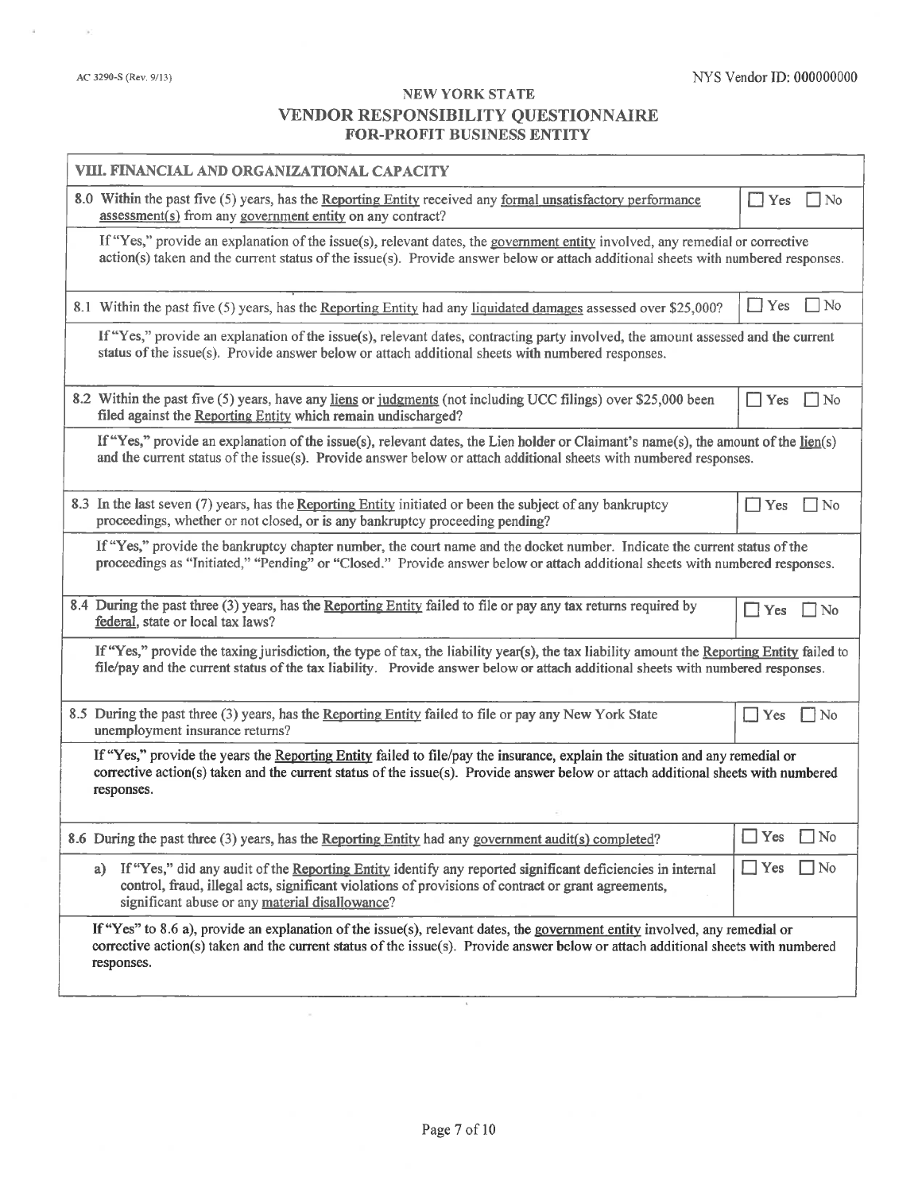AC 3290-S (Rev. 9/13)

NYS Vendor ID: 000000000

# NEW YORK STATE
## VENDOR RESPONSIBILITY QUESTIONNAIRE
### FOR-PROFIT BUSINESS ENTITY

| VIII. FINANCIAL AND ORGANIZATIONAL CAPACITY | |
|---|---|
| 8.0 Within the past five (5) years, has the Reporting Entity received any formal unsatisfactory performance assessment(s) from any government entity on any contract? | ☐ Yes ☐ No |
| If "Yes," provide an explanation of the issue(s), relevant dates, the government entity involved, any remedial or corrective action(s) taken and the current status of the issue(s). Provide answer below or attach additional sheets with numbered responses. | |
| 8.1 Within the past five (5) years, has the Reporting Entity had any liquidated damages assessed over $25,000? | ☐ Yes ☐ No |
| If "Yes," provide an explanation of the issue(s), relevant dates, contracting party involved, the amount assessed and the current status of the issue(s). Provide answer below or attach additional sheets with numbered responses. | |
| 8.2 Within the past five (5) years, have any liens or judgments (not including UCC filings) over $25,000 been filed against the Reporting Entity which remain undischarged? | ☐ Yes ☐ No |
| If "Yes," provide an explanation of the issue(s), relevant dates, the Lien holder or Claimant's name(s), the amount of the lien(s) and the current status of the issue(s). Provide answer below or attach additional sheets with numbered responses. | |
| 8.3 In the last seven (7) years, has the Reporting Entity initiated or been the subject of any bankruptcy proceedings, whether or not closed, or is any bankruptcy proceeding pending? | ☐ Yes ☐ No |
| If "Yes," provide the bankruptcy chapter number, the court name and the docket number. Indicate the current status of the proceedings as "Initiated," "Pending" or "Closed." Provide answer below or attach additional sheets with numbered responses. | |
| 8.4 During the past three (3) years, has the Reporting Entity failed to file or pay any tax returns required by federal, state or local tax laws? | ☐ Yes ☐ No |
| If "Yes," provide the taxing jurisdiction, the type of tax, the liability year(s), the tax liability amount the Reporting Entity failed to file/pay and the current status of the tax liability. Provide answer below or attach additional sheets with numbered responses. | |
| 8.5 During the past three (3) years, has the Reporting Entity failed to file or pay any New York State unemployment insurance returns? | ☐ Yes ☐ No |
| If "Yes," provide the years the Reporting Entity failed to file/pay the insurance, explain the situation and any remedial or corrective action(s) taken and the current status of the issue(s). Provide answer below or attach additional sheets with numbered responses. | |
| 8.6 During the past three (3) years, has the Reporting Entity had any government audit(s) completed? | ☐ Yes ☐ No |
| a) If "Yes," did any audit of the Reporting Entity identify any reported significant deficiencies in internal control, fraud, illegal acts, significant violations of provisions of contract or grant agreements, significant abuse or any material disallowance? | ☐ Yes ☐ No |
| If "Yes" to 8.6 a), provide an explanation of the issue(s), relevant dates, the government entity involved, any remedial or corrective action(s) taken and the current status of the issue(s). Provide answer below or attach additional sheets with numbered responses. | |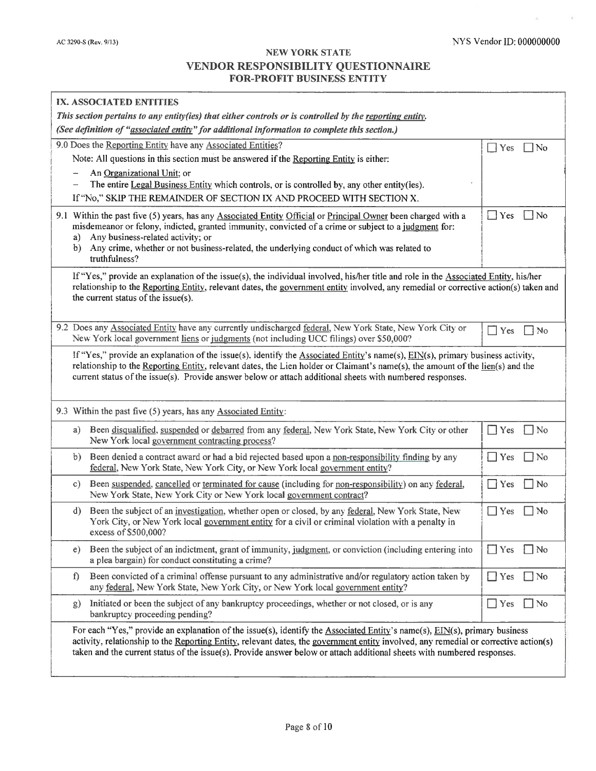AC 3290-S (Rev. 9/13)

NYS Vendor ID: 000000000

# NEW YORK STATE
## VENDOR RESPONSIBILITY QUESTIONNAIRE
### FOR-PROFIT BUSINESS ENTITY

## IX. ASSOCIATED ENTITIES

***This section pertains to any entity(ies) that either controls or is controlled by the reporting entity.***

***(See definition of "associated entity" for additional information to complete this section.)***

| | |
|---|---|
| 9.0 Does the Reporting Entity have any Associated Entities?<br>Note: All questions in this section must be answered if the Reporting Entity is either:<br>– An Organizational Unit; or<br>– The entire Legal Business Entity which controls, or is controlled by, any other entity(ies).<br>If "No," SKIP THE REMAINDER OF SECTION IX AND PROCEED WITH SECTION X. | ☐ Yes ☐ No |
| 9.1 Within the past five (5) years, has any Associated Entity Official or Principal Owner been charged with a misdemeanor or felony, indicted, granted immunity, convicted of a crime or subject to a judgment for:<br>a) Any business-related activity; or<br>b) Any crime, whether or not business-related, the underlying conduct of which was related to truthfulness? | ☐ Yes ☐ No |
| If "Yes," provide an explanation of the issue(s), the individual involved, his/her title and role in the Associated Entity, his/her relationship to the Reporting Entity, relevant dates, the government entity involved, any remedial or corrective action(s) taken and the current status of the issue(s). | |
| 9.2 Does any Associated Entity have any currently undischarged federal, New York State, New York City or New York local government liens or judgments (not including UCC filings) over $50,000? | ☐ Yes ☐ No |
| If "Yes," provide an explanation of the issue(s), identify the Associated Entity's name(s), EIN(s), primary business activity, relationship to the Reporting Entity, relevant dates, the Lien holder or Claimant's name(s), the amount of the lien(s) and the current status of the issue(s). Provide answer below or attach additional sheets with numbered responses. | |
| 9.3 Within the past five (5) years, has any Associated Entity: | |
| a) Been disqualified, suspended or debarred from any federal, New York State, New York City or other New York local government contracting process? | ☐ Yes ☐ No |
| b) Been denied a contract award or had a bid rejected based upon a non-responsibility finding by any federal, New York State, New York City, or New York local government entity? | ☐ Yes ☐ No |
| c) Been suspended, cancelled or terminated for cause (including for non-responsibility) on any federal, New York State, New York City or New York local government contract? | ☐ Yes ☐ No |
| d) Been the subject of an investigation, whether open or closed, by any federal, New York State, New York City, or New York local government entity for a civil or criminal violation with a penalty in excess of $500,000? | ☐ Yes ☐ No |
| e) Been the subject of an indictment, grant of immunity, judgment, or conviction (including entering into a plea bargain) for conduct constituting a crime? | ☐ Yes ☐ No |
| f) Been convicted of a criminal offense pursuant to any administrative and/or regulatory action taken by any federal, New York State, New York City, or New York local government entity? | ☐ Yes ☐ No |
| g) Initiated or been the subject of any bankruptcy proceedings, whether or not closed, or is any bankruptcy proceeding pending? | ☐ Yes ☐ No |
| For each "Yes," provide an explanation of the issue(s), identify the Associated Entity's name(s), EIN(s), primary business activity, relationship to the Reporting Entity, relevant dates, the government entity involved, any remedial or corrective action(s) taken and the current status of the issue(s). Provide answer below or attach additional sheets with numbered responses. | |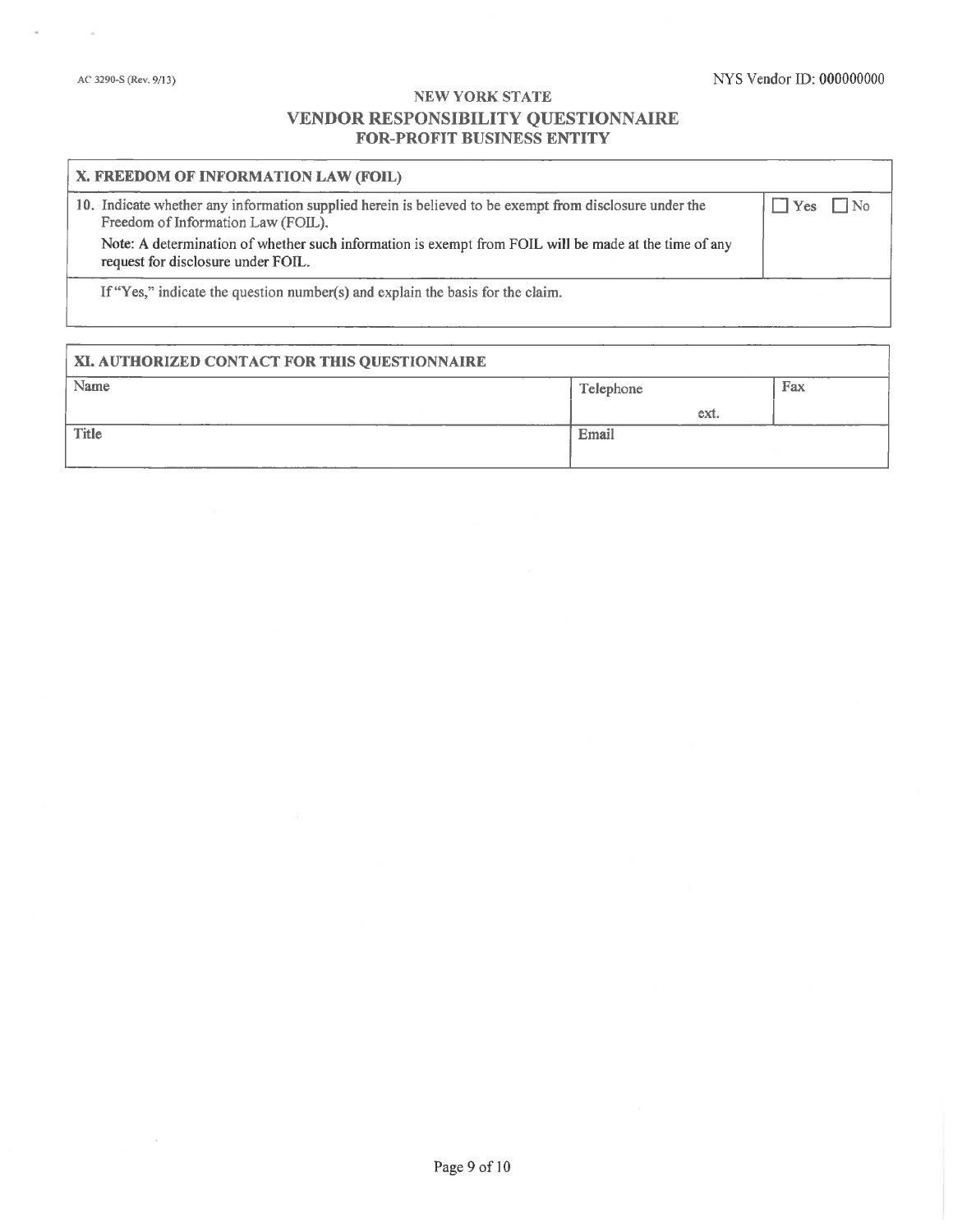AC 3290-S (Rev. 9/13)

NYS Vendor ID: 000000000

# NEW YORK STATE
## VENDOR RESPONSIBILITY QUESTIONNAIRE
### FOR-PROFIT BUSINESS ENTITY

| X. FREEDOM OF INFORMATION LAW (FOIL) | |
|---|---|
| 10. Indicate whether any information supplied herein is believed to be exempt from disclosure under the Freedom of Information Law (FOIL).<br><br>**Note: A determination of whether such information is exempt from FOIL will be made at the time of any request for disclosure under FOIL.** | ☐ Yes ☐ No |
| If "Yes," indicate the question number(s) and explain the basis for the claim. | |

| XI. AUTHORIZED CONTACT FOR THIS QUESTIONNAIRE | | |
|---|---|---|
| Name | Telephone<br>ext. | Fax |
| Title | Email | |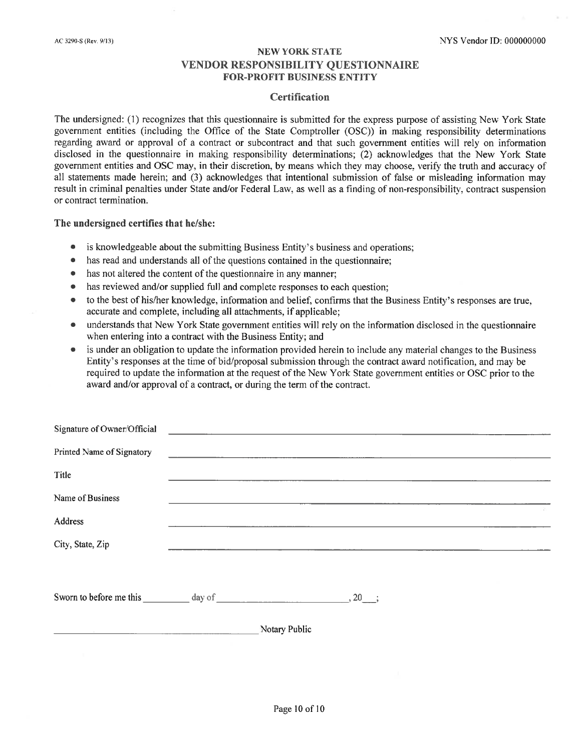AC 3290-S (Rev. 9/13)

NYS Vendor ID: 000000000

# NEW YORK STATE
# VENDOR RESPONSIBILITY QUESTIONNAIRE
## FOR-PROFIT BUSINESS ENTITY

### Certification

The undersigned: (1) recognizes that this questionnaire is submitted for the express purpose of assisting New York State government entities (including the Office of the State Comptroller (OSC)) in making responsibility determinations regarding award or approval of a contract or subcontract and that such government entities will rely on information disclosed in the questionnaire in making responsibility determinations; (2) acknowledges that the New York State government entities and OSC may, in their discretion, by means which they may choose, verify the truth and accuracy of all statements made herein; and (3) acknowledges that intentional submission of false or misleading information may result in criminal penalties under State and/or Federal Law, as well as a finding of non-responsibility, contract suspension or contract termination.

**The undersigned certifies that he/she:**

- is knowledgeable about the submitting Business Entity's business and operations;
- has read and understands all of the questions contained in the questionnaire;
- has not altered the content of the questionnaire in any manner;
- has reviewed and/or supplied full and complete responses to each question;
- to the best of his/her knowledge, information and belief, confirms that the Business Entity's responses are true, accurate and complete, including all attachments, if applicable;
- understands that New York State government entities will rely on the information disclosed in the questionnaire when entering into a contract with the Business Entity; and
- is under an obligation to update the information provided herein to include any material changes to the Business Entity's responses at the time of bid/proposal submission through the contract award notification, and may be required to update the information at the request of the New York State government entities or OSC prior to the award and/or approval of a contract, or during the term of the contract.

Signature of Owner/Official ______________________________

Printed Name of Signatory ______________________________

Title ______________________________

Name of Business ______________________________

Address ______________________________

City, State, Zip ______________________________

Sworn to before me this ________ day of ______________________, 20___;

______________________________ Notary Public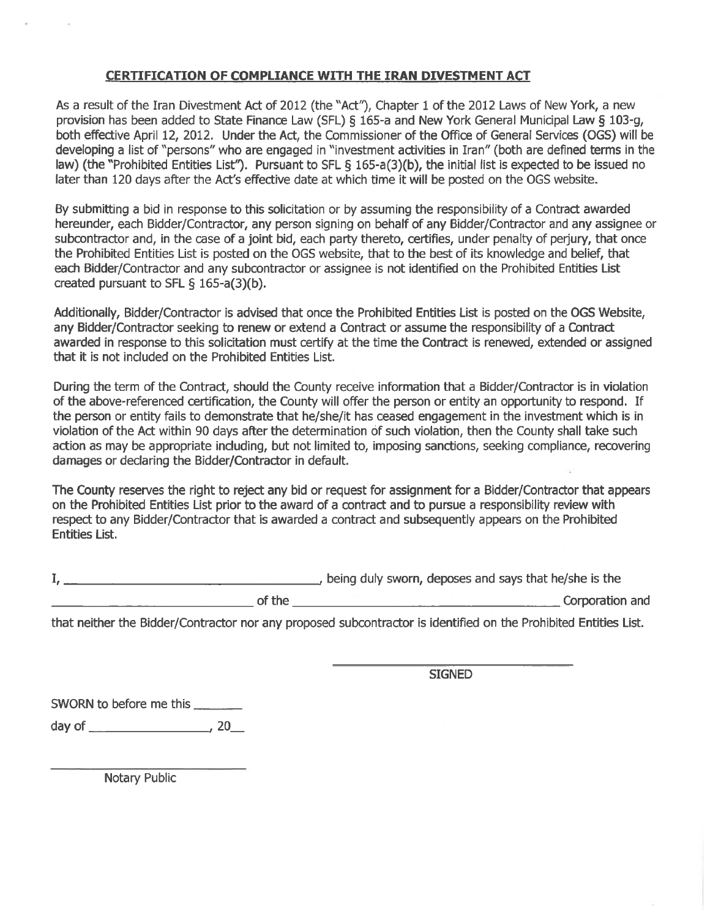## CERTIFICATION OF COMPLIANCE WITH THE IRAN DIVESTMENT ACT

As a result of the Iran Divestment Act of 2012 (the "Act"), Chapter 1 of the 2012 Laws of New York, a new provision has been added to State Finance Law (SFL) § 165-a and New York General Municipal Law § 103-g, both effective April 12, 2012. Under the Act, the Commissioner of the Office of General Services (OGS) will be developing a list of "persons" who are engaged in "investment activities in Iran" (both are defined terms in the law) (the "Prohibited Entities List"). Pursuant to SFL § 165-a(3)(b), the initial list is expected to be issued no later than 120 days after the Act's effective date at which time it will be posted on the OGS website.

By submitting a bid in response to this solicitation or by assuming the responsibility of a Contract awarded hereunder, each Bidder/Contractor, any person signing on behalf of any Bidder/Contractor and any assignee or subcontractor and, in the case of a joint bid, each party thereto, certifies, under penalty of perjury, that once the Prohibited Entities List is posted on the OGS website, that to the best of its knowledge and belief, that each Bidder/Contractor and any subcontractor or assignee is not identified on the Prohibited Entities List created pursuant to SFL § 165-a(3)(b).

Additionally, Bidder/Contractor is advised that once the Prohibited Entities List is posted on the OGS Website, any Bidder/Contractor seeking to renew or extend a Contract or assume the responsibility of a Contract awarded in response to this solicitation must certify at the time the Contract is renewed, extended or assigned that it is not included on the Prohibited Entities List.

During the term of the Contract, should the County receive information that a Bidder/Contractor is in violation of the above-referenced certification, the County will offer the person or entity an opportunity to respond. If the person or entity fails to demonstrate that he/she/it has ceased engagement in the investment which is in violation of the Act within 90 days after the determination of such violation, then the County shall take such action as may be appropriate including, but not limited to, imposing sanctions, seeking compliance, recovering damages or declaring the Bidder/Contractor in default.

The County reserves the right to reject any bid or request for assignment for a Bidder/Contractor that appears on the Prohibited Entities List prior to the award of a contract and to pursue a responsibility review with respect to any Bidder/Contractor that is awarded a contract and subsequently appears on the Prohibited Entities List.

I, ______________________________, being duly sworn, deposes and says that he/she is the ______________________________ of the ______________________________ Corporation and that neither the Bidder/Contractor nor any proposed subcontractor is identified on the Prohibited Entities List.

______________________________
SIGNED

SWORN to before me this _______

day of ________________, 20__

______________________________
Notary Public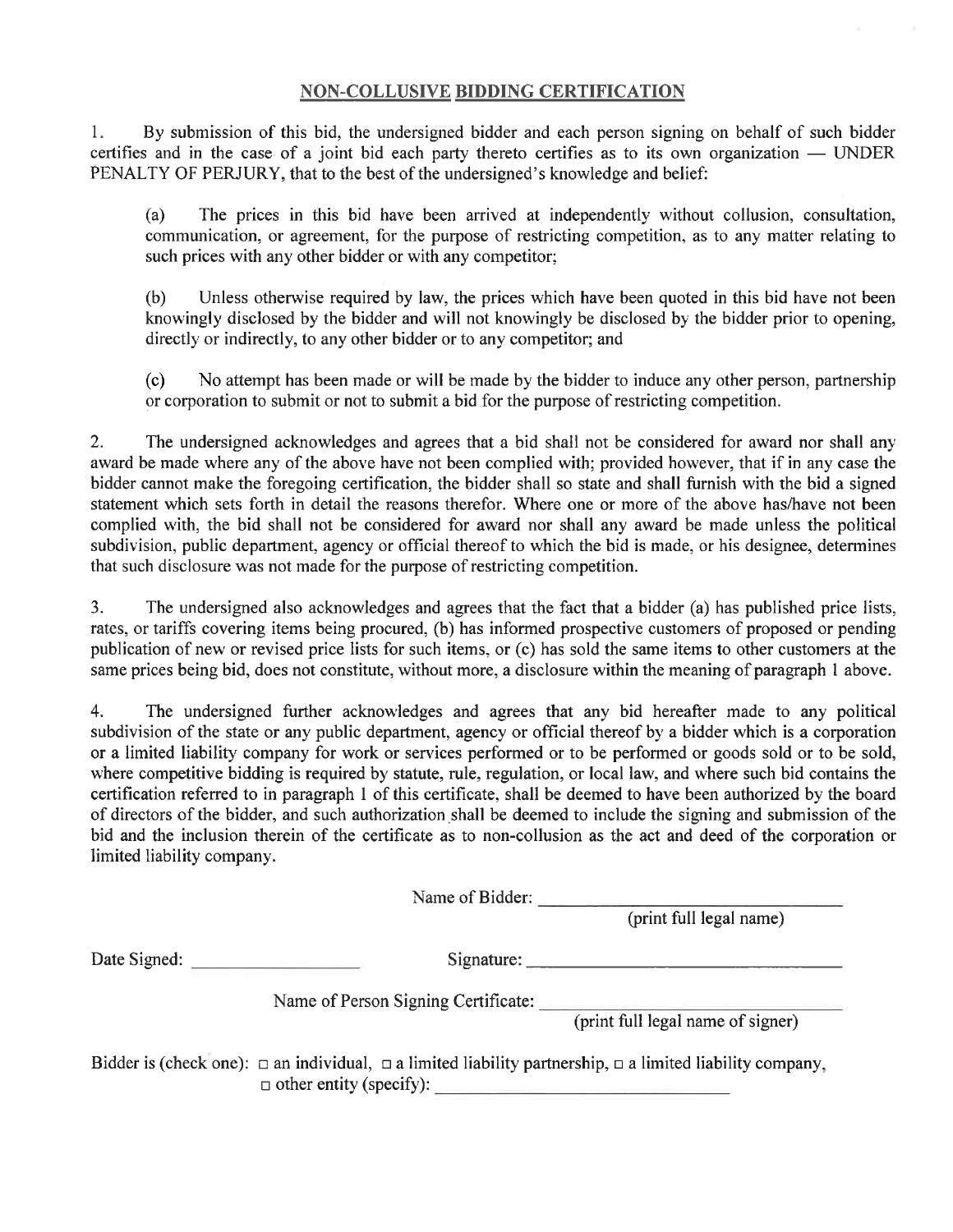## NON-COLLUSIVE BIDDING CERTIFICATION

1. By submission of this bid, the undersigned bidder and each person signing on behalf of such bidder certifies and in the case of a joint bid each party thereto certifies as to its own organization — UNDER PENALTY OF PERJURY, that to the best of the undersigned's knowledge and belief:

   (a) The prices in this bid have been arrived at independently without collusion, consultation, communication, or agreement, for the purpose of restricting competition, as to any matter relating to such prices with any other bidder or with any competitor;

   (b) Unless otherwise required by law, the prices which have been quoted in this bid have not been knowingly disclosed by the bidder and will not knowingly be disclosed by the bidder prior to opening, directly or indirectly, to any other bidder or to any competitor; and

   (c) No attempt has been made or will be made by the bidder to induce any other person, partnership or corporation to submit or not to submit a bid for the purpose of restricting competition.

2. The undersigned acknowledges and agrees that a bid shall not be considered for award nor shall any award be made where any of the above have not been complied with; provided however, that if in any case the bidder cannot make the foregoing certification, the bidder shall so state and shall furnish with the bid a signed statement which sets forth in detail the reasons therefor. Where one or more of the above has/have not been complied with, the bid shall not be considered for award nor shall any award be made unless the political subdivision, public department, agency or official thereof to which the bid is made, or his designee, determines that such disclosure was not made for the purpose of restricting competition.

3. The undersigned also acknowledges and agrees that the fact that a bidder (a) has published price lists, rates, or tariffs covering items being procured, (b) has informed prospective customers of proposed or pending publication of new or revised price lists for such items, or (c) has sold the same items to other customers at the same prices being bid, does not constitute, without more, a disclosure within the meaning of paragraph 1 above.

4. The undersigned further acknowledges and agrees that any bid hereafter made to any political subdivision of the state or any public department, agency or official thereof by a bidder which is a corporation or a limited liability company for work or services performed or to be performed or goods sold or to be sold, where competitive bidding is required by statute, rule, regulation, or local law, and where such bid contains the certification referred to in paragraph 1 of this certificate, shall be deemed to have been authorized by the board of directors of the bidder, and such authorization shall be deemed to include the signing and submission of the bid and the inclusion therein of the certificate as to non-collusion as the act and deed of the corporation or limited liability company.

Name of Bidder: ______________________________
(print full legal name)

Date Signed: ________________ Signature: ______________________________

Name of Person Signing Certificate: ______________________________
(print full legal name of signer)

Bidder is (check one): □ an individual, □ a limited liability partnership, □ a limited liability company, □ other entity (specify): ______________________________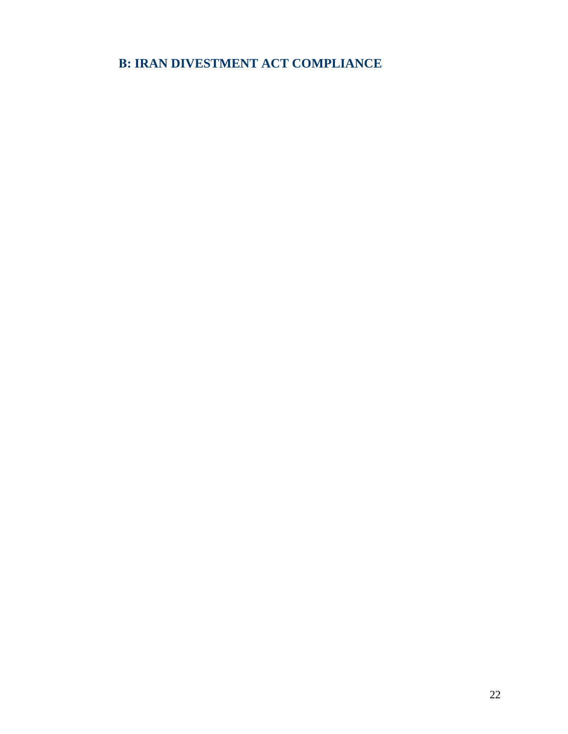## B: IRAN DIVESTMENT ACT COMPLIANCE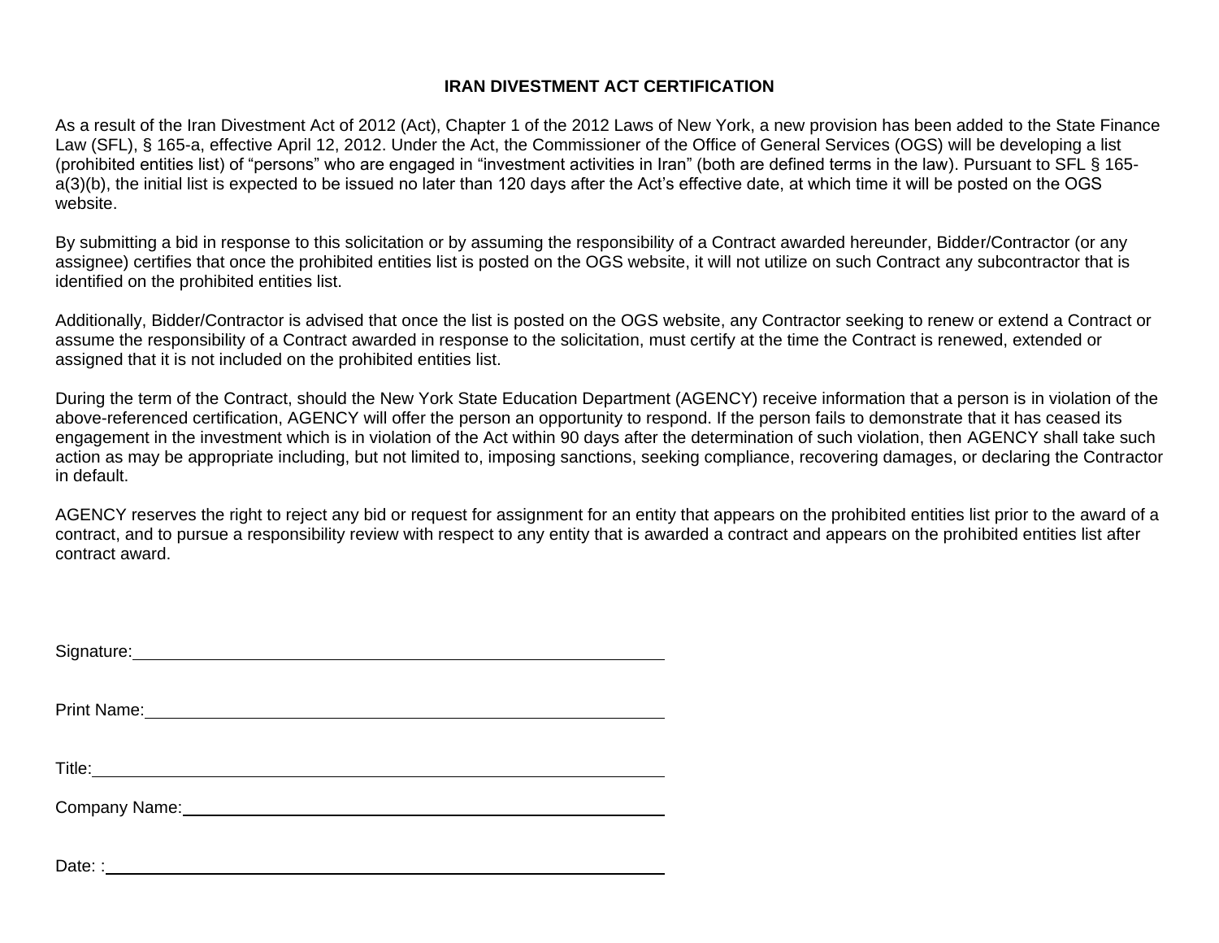# IRAN DIVESTMENT ACT CERTIFICATION

As a result of the Iran Divestment Act of 2012 (Act), Chapter 1 of the 2012 Laws of New York, a new provision has been added to the State Finance Law (SFL), § 165-a, effective April 12, 2012. Under the Act, the Commissioner of the Office of General Services (OGS) will be developing a list (prohibited entities list) of “persons” who are engaged in “investment activities in Iran” (both are defined terms in the law). Pursuant to SFL § 165-a(3)(b), the initial list is expected to be issued no later than 120 days after the Act’s effective date, at which time it will be posted on the OGS website.

By submitting a bid in response to this solicitation or by assuming the responsibility of a Contract awarded hereunder, Bidder/Contractor (or any assignee) certifies that once the prohibited entities list is posted on the OGS website, it will not utilize on such Contract any subcontractor that is identified on the prohibited entities list.

Additionally, Bidder/Contractor is advised that once the list is posted on the OGS website, any Contractor seeking to renew or extend a Contract or assume the responsibility of a Contract awarded in response to the solicitation, must certify at the time the Contract is renewed, extended or assigned that it is not included on the prohibited entities list.

During the term of the Contract, should the New York State Education Department (AGENCY) receive information that a person is in violation of the above-referenced certification, AGENCY will offer the person an opportunity to respond. If the person fails to demonstrate that it has ceased its engagement in the investment which is in violation of the Act within 90 days after the determination of such violation, then AGENCY shall take such action as may be appropriate including, but not limited to, imposing sanctions, seeking compliance, recovering damages, or declaring the Contractor in default.

AGENCY reserves the right to reject any bid or request for assignment for an entity that appears on the prohibited entities list prior to the award of a contract, and to pursue a responsibility review with respect to any entity that is awarded a contract and appears on the prohibited entities list after contract award.

Signature: ______________________________________________

Print Name: ______________________________________________

Title: ______________________________________________

Company Name: ______________________________________________

Date: : ______________________________________________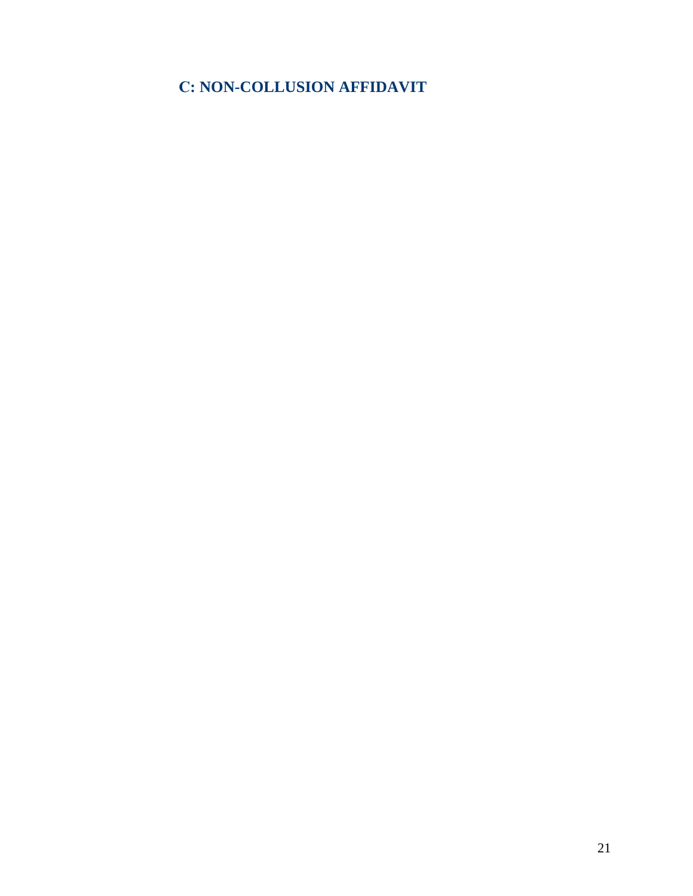## C: NON-COLLUSION AFFIDAVIT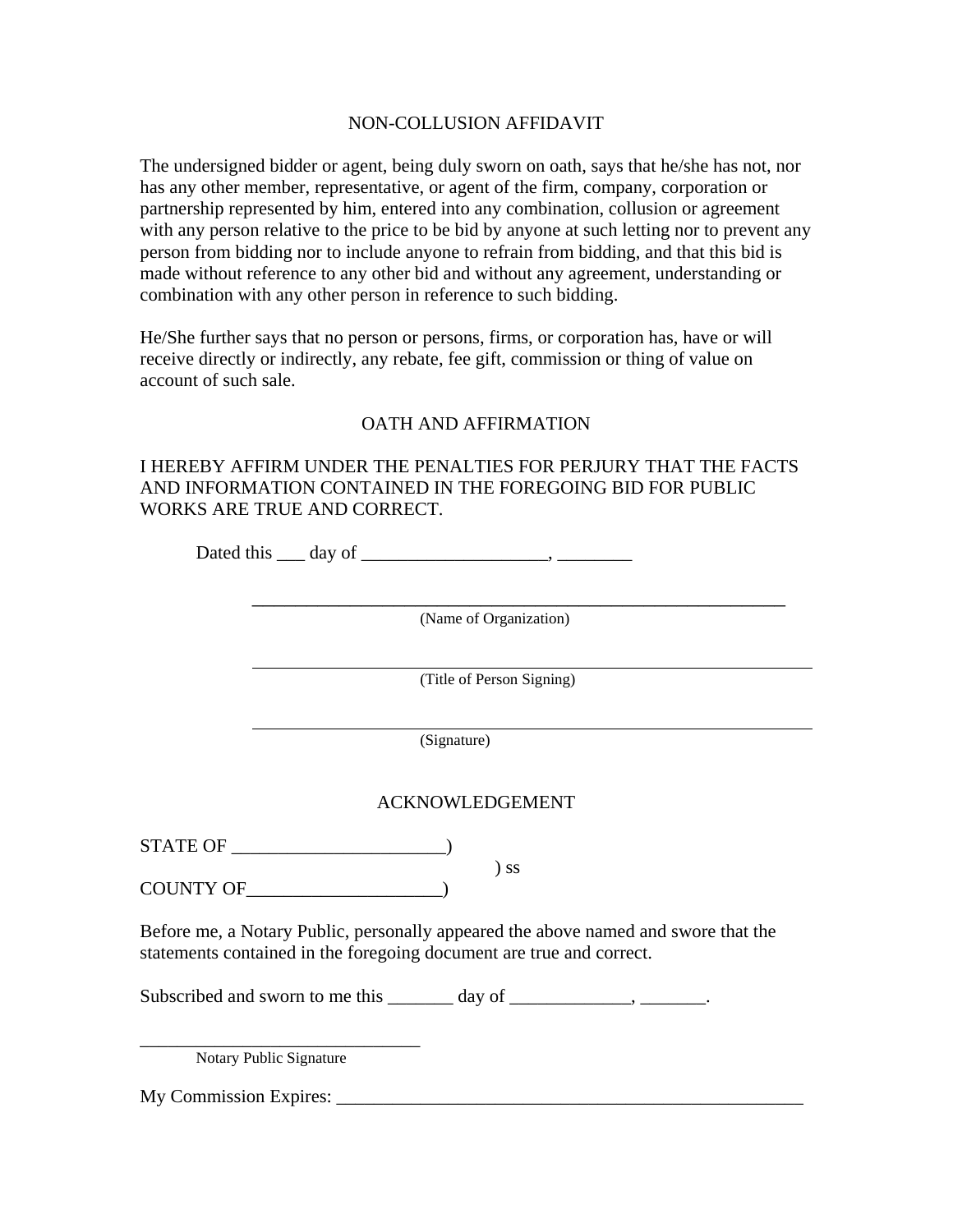# NON-COLLUSION AFFIDAVIT

The undersigned bidder or agent, being duly sworn on oath, says that he/she has not, nor has any other member, representative, or agent of the firm, company, corporation or partnership represented by him, entered into any combination, collusion or agreement with any person relative to the price to be bid by anyone at such letting nor to prevent any person from bidding nor to include anyone to refrain from bidding, and that this bid is made without reference to any other bid and without any agreement, understanding or combination with any other person in reference to such bidding.

He/She further says that no person or persons, firms, or corporation has, have or will receive directly or indirectly, any rebate, fee gift, commission or thing of value on account of such sale.

## OATH AND AFFIRMATION

I HEREBY AFFIRM UNDER THE PENALTIES FOR PERJURY THAT THE FACTS AND INFORMATION CONTAINED IN THE FOREGOING BID FOR PUBLIC WORKS ARE TRUE AND CORRECT.

Dated this ___ day of ____________________, ________

_____________________________________________________________
(Name of Organization)

_____________________________________________________________
(Title of Person Signing)

_____________________________________________________________
(Signature)

## ACKNOWLEDGEMENT

STATE OF _______________________)
) ss
COUNTY OF_____________________)

Before me, a Notary Public, personally appeared the above named and swore that the statements contained in the foregoing document are true and correct.

Subscribed and sworn to me this _______ day of _____________, _______.

______________________________
Notary Public Signature

My Commission Expires: ____________________________________________________